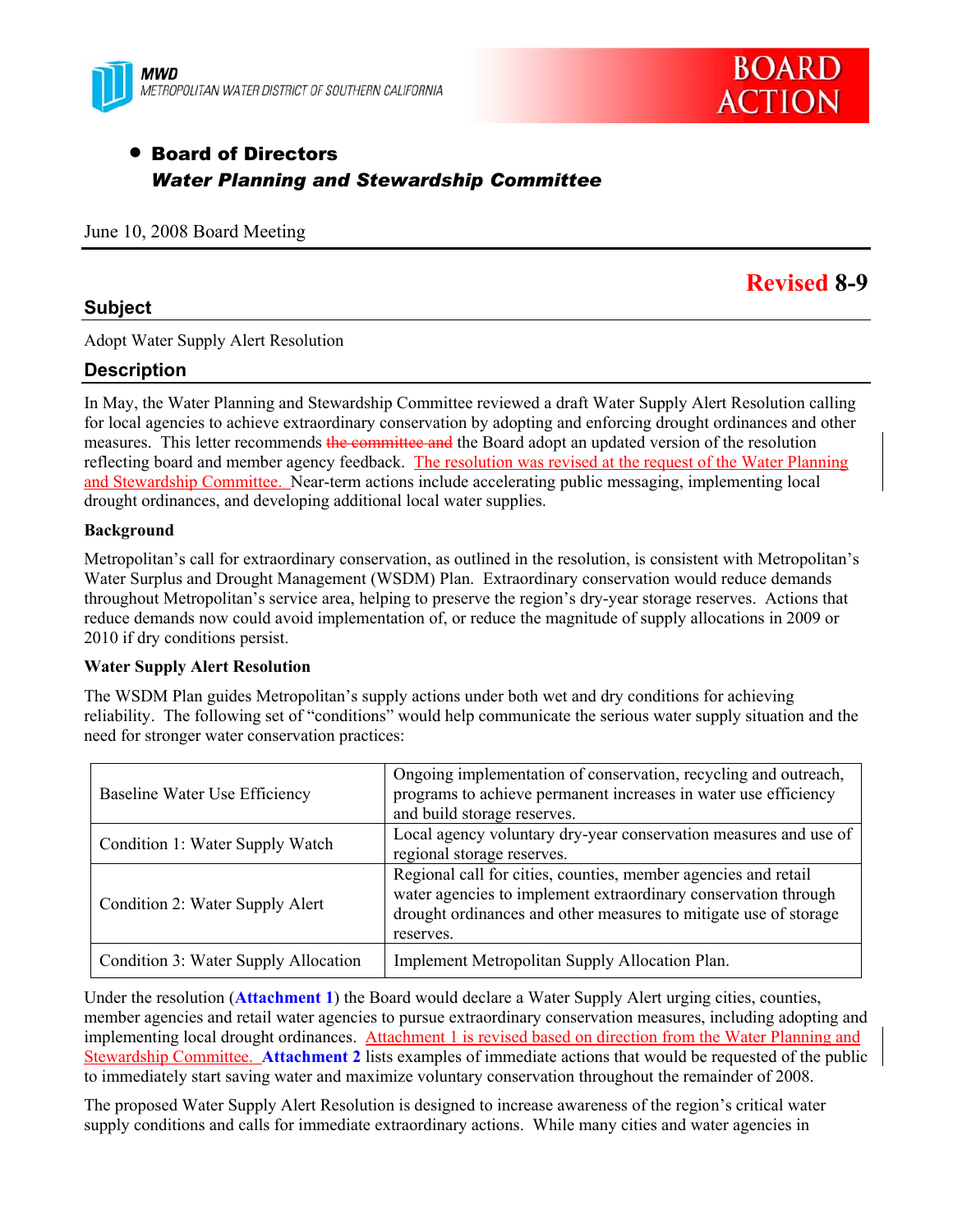MWD
METROPOLITAN WATER DISTRICT OF SOUTHERN CALIFORNIA

BOARD ACTION

- **Board of Directors**
  ***Water Planning and Stewardship Committee***

June 10, 2008 Board Meeting

**Revised 8-9**

## Subject

Adopt Water Supply Alert Resolution

## Description

In May, the Water Planning and Stewardship Committee reviewed a draft Water Supply Alert Resolution calling for local agencies to achieve extraordinary conservation by adopting and enforcing drought ordinances and other measures. This letter recommends ~~the committee and~~ the Board adopt an updated version of the resolution reflecting board and member agency feedback. The resolution was revised at the request of the Water Planning and Stewardship Committee. Near-term actions include accelerating public messaging, implementing local drought ordinances, and developing additional local water supplies.

**Background**

Metropolitan's call for extraordinary conservation, as outlined in the resolution, is consistent with Metropolitan's Water Surplus and Drought Management (WSDM) Plan. Extraordinary conservation would reduce demands throughout Metropolitan's service area, helping to preserve the region's dry-year storage reserves. Actions that reduce demands now could avoid implementation of, or reduce the magnitude of supply allocations in 2009 or 2010 if dry conditions persist.

**Water Supply Alert Resolution**

The WSDM Plan guides Metropolitan's supply actions under both wet and dry conditions for achieving reliability. The following set of "conditions" would help communicate the serious water supply situation and the need for stronger water conservation practices:

| | |
|---|---|
| Baseline Water Use Efficiency | Ongoing implementation of conservation, recycling and outreach, programs to achieve permanent increases in water use efficiency and build storage reserves. |
| Condition 1: Water Supply Watch | Local agency voluntary dry-year conservation measures and use of regional storage reserves. |
| Condition 2: Water Supply Alert | Regional call for cities, counties, member agencies and retail water agencies to implement extraordinary conservation through drought ordinances and other measures to mitigate use of storage reserves. |
| Condition 3: Water Supply Allocation | Implement Metropolitan Supply Allocation Plan. |

Under the resolution (**Attachment 1**) the Board would declare a Water Supply Alert urging cities, counties, member agencies and retail water agencies to pursue extraordinary conservation measures, including adopting and implementing local drought ordinances. Attachment 1 is revised based on direction from the Water Planning and Stewardship Committee. **Attachment 2** lists examples of immediate actions that would be requested of the public to immediately start saving water and maximize voluntary conservation throughout the remainder of 2008.

The proposed Water Supply Alert Resolution is designed to increase awareness of the region's critical water supply conditions and calls for immediate extraordinary actions. While many cities and water agencies in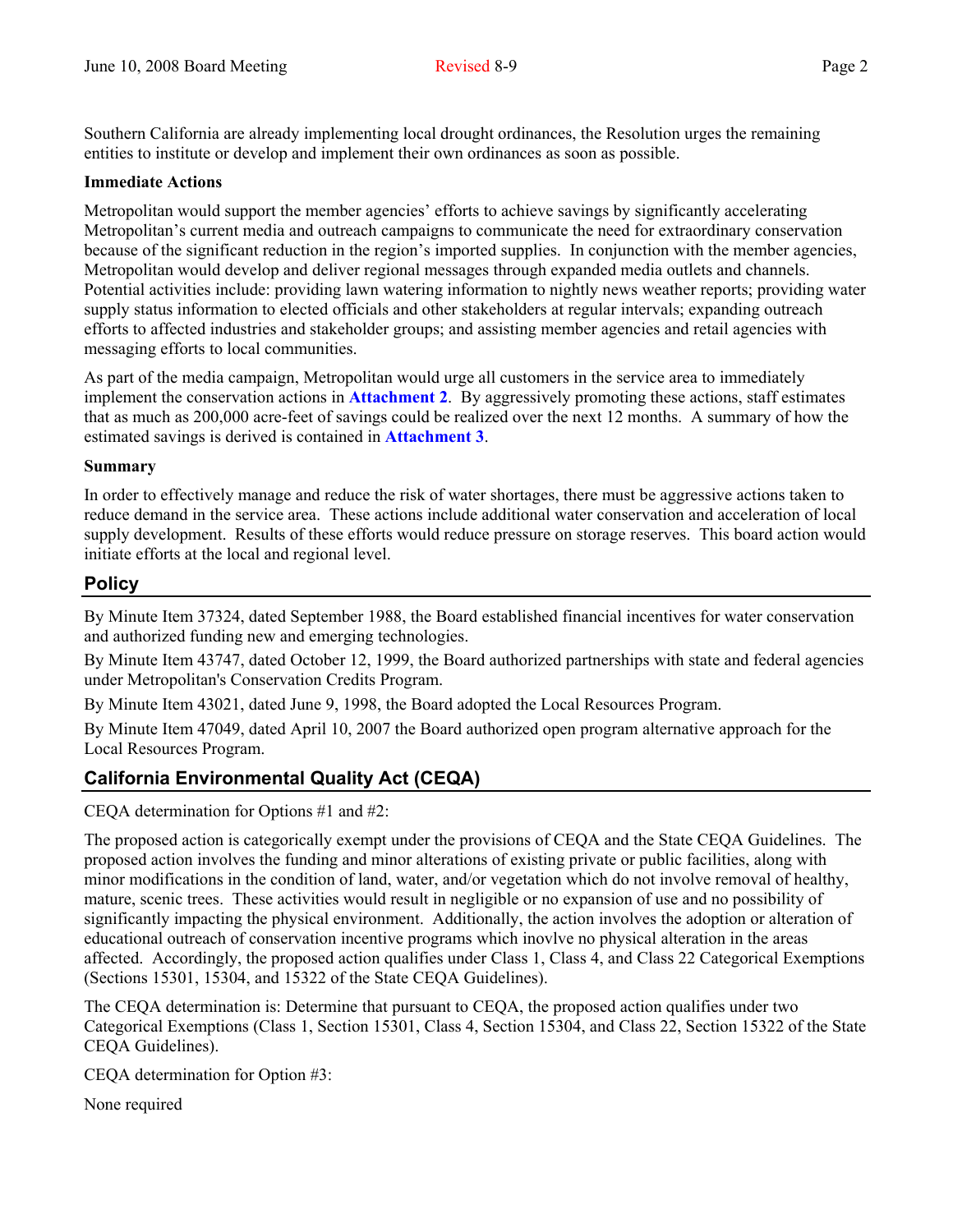Southern California are already implementing local drought ordinances, the Resolution urges the remaining entities to institute or develop and implement their own ordinances as soon as possible.

**Immediate Actions**

Metropolitan would support the member agencies' efforts to achieve savings by significantly accelerating Metropolitan's current media and outreach campaigns to communicate the need for extraordinary conservation because of the significant reduction in the region's imported supplies. In conjunction with the member agencies, Metropolitan would develop and deliver regional messages through expanded media outlets and channels. Potential activities include: providing lawn watering information to nightly news weather reports; providing water supply status information to elected officials and other stakeholders at regular intervals; expanding outreach efforts to affected industries and stakeholder groups; and assisting member agencies and retail agencies with messaging efforts to local communities.

As part of the media campaign, Metropolitan would urge all customers in the service area to immediately implement the conservation actions in **Attachment 2**. By aggressively promoting these actions, staff estimates that as much as 200,000 acre-feet of savings could be realized over the next 12 months. A summary of how the estimated savings is derived is contained in **Attachment 3**.

**Summary**

In order to effectively manage and reduce the risk of water shortages, there must be aggressive actions taken to reduce demand in the service area. These actions include additional water conservation and acceleration of local supply development. Results of these efforts would reduce pressure on storage reserves. This board action would initiate efforts at the local and regional level.

## Policy

By Minute Item 37324, dated September 1988, the Board established financial incentives for water conservation and authorized funding new and emerging technologies.

By Minute Item 43747, dated October 12, 1999, the Board authorized partnerships with state and federal agencies under Metropolitan's Conservation Credits Program.

By Minute Item 43021, dated June 9, 1998, the Board adopted the Local Resources Program.

By Minute Item 47049, dated April 10, 2007 the Board authorized open program alternative approach for the Local Resources Program.

## California Environmental Quality Act (CEQA)

CEQA determination for Options #1 and #2:

The proposed action is categorically exempt under the provisions of CEQA and the State CEQA Guidelines. The proposed action involves the funding and minor alterations of existing private or public facilities, along with minor modifications in the condition of land, water, and/or vegetation which do not involve removal of healthy, mature, scenic trees. These activities would result in negligible or no expansion of use and no possibility of significantly impacting the physical environment. Additionally, the action involves the adoption or alteration of educational outreach of conservation incentive programs which inovlve no physical alteration in the areas affected. Accordingly, the proposed action qualifies under Class 1, Class 4, and Class 22 Categorical Exemptions (Sections 15301, 15304, and 15322 of the State CEQA Guidelines).

The CEQA determination is: Determine that pursuant to CEQA, the proposed action qualifies under two Categorical Exemptions (Class 1, Section 15301, Class 4, Section 15304, and Class 22, Section 15322 of the State CEQA Guidelines).

CEQA determination for Option #3:

None required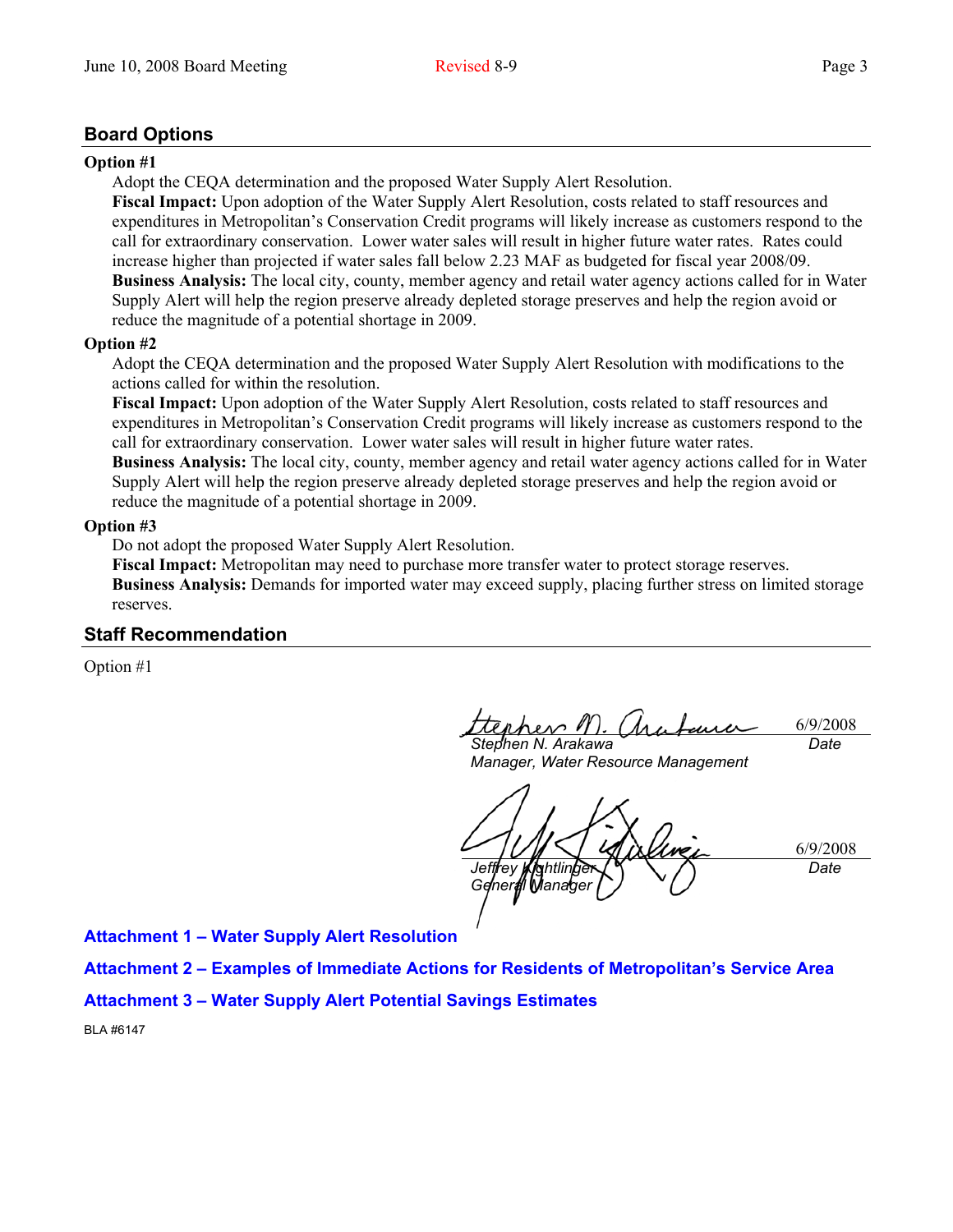## Board Options

**Option #1**

Adopt the CEQA determination and the proposed Water Supply Alert Resolution.

**Fiscal Impact:** Upon adoption of the Water Supply Alert Resolution, costs related to staff resources and expenditures in Metropolitan's Conservation Credit programs will likely increase as customers respond to the call for extraordinary conservation. Lower water sales will result in higher future water rates. Rates could increase higher than projected if water sales fall below 2.23 MAF as budgeted for fiscal year 2008/09.

**Business Analysis:** The local city, county, member agency and retail water agency actions called for in Water Supply Alert will help the region preserve already depleted storage preserves and help the region avoid or reduce the magnitude of a potential shortage in 2009.

**Option #2**

Adopt the CEQA determination and the proposed Water Supply Alert Resolution with modifications to the actions called for within the resolution.

**Fiscal Impact:** Upon adoption of the Water Supply Alert Resolution, costs related to staff resources and expenditures in Metropolitan's Conservation Credit programs will likely increase as customers respond to the call for extraordinary conservation. Lower water sales will result in higher future water rates.

**Business Analysis:** The local city, county, member agency and retail water agency actions called for in Water Supply Alert will help the region preserve already depleted storage preserves and help the region avoid or reduce the magnitude of a potential shortage in 2009.

**Option #3**

Do not adopt the proposed Water Supply Alert Resolution.

**Fiscal Impact:** Metropolitan may need to purchase more transfer water to protect storage reserves.

**Business Analysis:** Demands for imported water may exceed supply, placing further stress on limited storage reserves.

## Staff Recommendation

Option #1

| | |
|---|---|
| *Stephen N. Arakawa*<br>*Manager, Water Resource Management* | 6/9/2008<br>*Date* |
| *Jeffrey Kightlinger*<br>*General Manager* | 6/9/2008<br>*Date* |

**Attachment 1 – Water Supply Alert Resolution**

**Attachment 2 – Examples of Immediate Actions for Residents of Metropolitan's Service Area**

**Attachment 3 – Water Supply Alert Potential Savings Estimates**

BLA #6147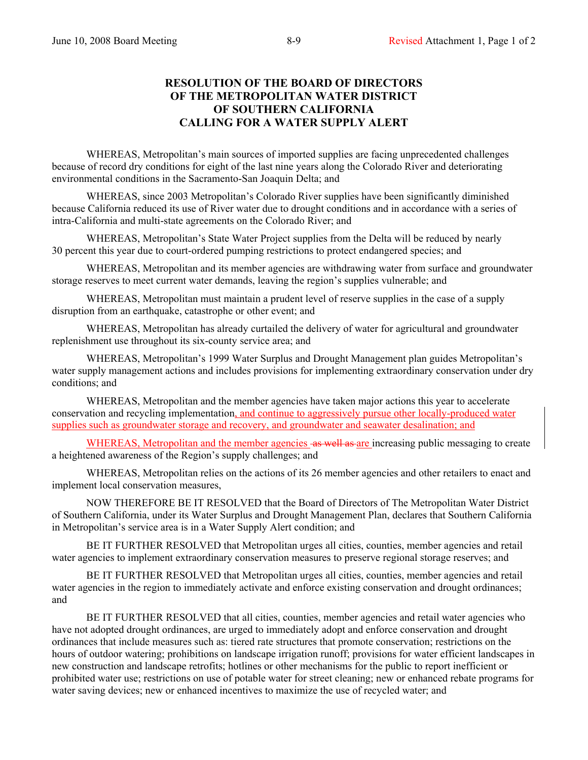# RESOLUTION OF THE BOARD OF DIRECTORS OF THE METROPOLITAN WATER DISTRICT OF SOUTHERN CALIFORNIA CALLING FOR A WATER SUPPLY ALERT

WHEREAS, Metropolitan's main sources of imported supplies are facing unprecedented challenges because of record dry conditions for eight of the last nine years along the Colorado River and deteriorating environmental conditions in the Sacramento-San Joaquin Delta; and

WHEREAS, since 2003 Metropolitan's Colorado River supplies have been significantly diminished because California reduced its use of River water due to drought conditions and in accordance with a series of intra-California and multi-state agreements on the Colorado River; and

WHEREAS, Metropolitan's State Water Project supplies from the Delta will be reduced by nearly 30 percent this year due to court-ordered pumping restrictions to protect endangered species; and

WHEREAS, Metropolitan and its member agencies are withdrawing water from surface and groundwater storage reserves to meet current water demands, leaving the region's supplies vulnerable; and

WHEREAS, Metropolitan must maintain a prudent level of reserve supplies in the case of a supply disruption from an earthquake, catastrophe or other event; and

WHEREAS, Metropolitan has already curtailed the delivery of water for agricultural and groundwater replenishment use throughout its six-county service area; and

WHEREAS, Metropolitan's 1999 Water Surplus and Drought Management plan guides Metropolitan's water supply management actions and includes provisions for implementing extraordinary conservation under dry conditions; and

WHEREAS, Metropolitan and the member agencies have taken major actions this year to accelerate conservation and recycling implementation, and continue to aggressively pursue other locally-produced water supplies such as groundwater storage and recovery, and groundwater and seawater desalination; and

WHEREAS, Metropolitan and the member agencies ~~as well as~~ are increasing public messaging to create a heightened awareness of the Region's supply challenges; and

WHEREAS, Metropolitan relies on the actions of its 26 member agencies and other retailers to enact and implement local conservation measures,

NOW THEREFORE BE IT RESOLVED that the Board of Directors of The Metropolitan Water District of Southern California, under its Water Surplus and Drought Management Plan, declares that Southern California in Metropolitan's service area is in a Water Supply Alert condition; and

BE IT FURTHER RESOLVED that Metropolitan urges all cities, counties, member agencies and retail water agencies to implement extraordinary conservation measures to preserve regional storage reserves; and

BE IT FURTHER RESOLVED that Metropolitan urges all cities, counties, member agencies and retail water agencies in the region to immediately activate and enforce existing conservation and drought ordinances; and

BE IT FURTHER RESOLVED that all cities, counties, member agencies and retail water agencies who have not adopted drought ordinances, are urged to immediately adopt and enforce conservation and drought ordinances that include measures such as: tiered rate structures that promote conservation; restrictions on the hours of outdoor watering; prohibitions on landscape irrigation runoff; provisions for water efficient landscapes in new construction and landscape retrofits; hotlines or other mechanisms for the public to report inefficient or prohibited water use; restrictions on use of potable water for street cleaning; new or enhanced rebate programs for water saving devices; new or enhanced incentives to maximize the use of recycled water; and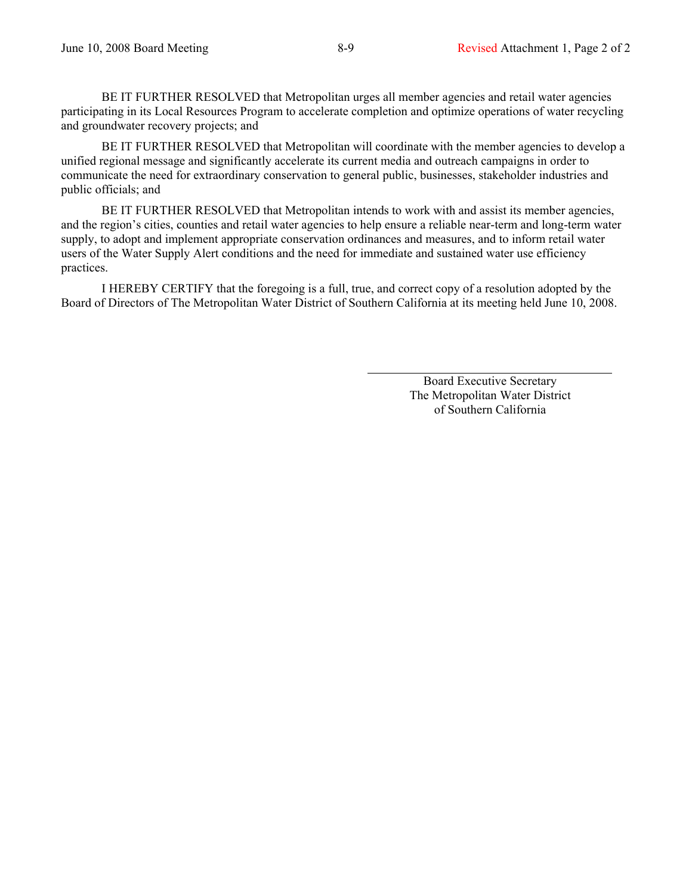BE IT FURTHER RESOLVED that Metropolitan urges all member agencies and retail water agencies participating in its Local Resources Program to accelerate completion and optimize operations of water recycling and groundwater recovery projects; and

BE IT FURTHER RESOLVED that Metropolitan will coordinate with the member agencies to develop a unified regional message and significantly accelerate its current media and outreach campaigns in order to communicate the need for extraordinary conservation to general public, businesses, stakeholder industries and public officials; and

BE IT FURTHER RESOLVED that Metropolitan intends to work with and assist its member agencies, and the region's cities, counties and retail water agencies to help ensure a reliable near-term and long-term water supply, to adopt and implement appropriate conservation ordinances and measures, and to inform retail water users of the Water Supply Alert conditions and the need for immediate and sustained water use efficiency practices.

I HEREBY CERTIFY that the foregoing is a full, true, and correct copy of a resolution adopted by the Board of Directors of The Metropolitan Water District of Southern California at its meeting held June 10, 2008.

\_\_\_\_\_\_\_\_\_\_\_\_\_\_\_\_\_\_\_\_\_\_\_\_\_\_\_\_\_\_\_\_\_\_\_\_

Board Executive Secretary
The Metropolitan Water District
of Southern California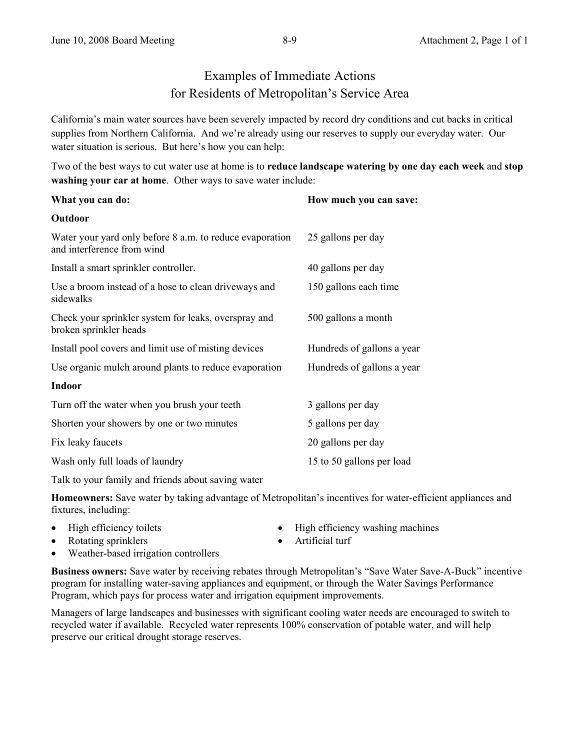# Examples of Immediate Actions for Residents of Metropolitan's Service Area

California's main water sources have been severely impacted by record dry conditions and cut backs in critical supplies from Northern California. And we're already using our reserves to supply our everyday water. Our water situation is serious. But here's how you can help:

Two of the best ways to cut water use at home is to **reduce landscape watering by one day each week** and **stop washing your car at home**. Other ways to save water include:

| What you can do: | How much you can save: |
|---|---|
| **Outdoor** | |
| Water your yard only before 8 a.m. to reduce evaporation and interference from wind | 25 gallons per day |
| Install a smart sprinkler controller. | 40 gallons per day |
| Use a broom instead of a hose to clean driveways and sidewalks | 150 gallons each time |
| Check your sprinkler system for leaks, overspray and broken sprinkler heads | 500 gallons a month |
| Install pool covers and limit use of misting devices | Hundreds of gallons a year |
| Use organic mulch around plants to reduce evaporation | Hundreds of gallons a year |
| **Indoor** | |
| Turn off the water when you brush your teeth | 3 gallons per day |
| Shorten your showers by one or two minutes | 5 gallons per day |
| Fix leaky faucets | 20 gallons per day |
| Wash only full loads of laundry | 15 to 50 gallons per load |
| Talk to your family and friends about saving water | |

**Homeowners:** Save water by taking advantage of Metropolitan's incentives for water-efficient appliances and fixtures, including:

- High efficiency toilets
- Rotating sprinklers
- Weather-based irrigation controllers
- High efficiency washing machines
- Artificial turf

**Business owners:** Save water by receiving rebates through Metropolitan's "Save Water Save-A-Buck" incentive program for installing water-saving appliances and equipment, or through the Water Savings Performance Program, which pays for process water and irrigation equipment improvements.

Managers of large landscapes and businesses with significant cooling water needs are encouraged to switch to recycled water if available. Recycled water represents 100% conservation of potable water, and will help preserve our critical drought storage reserves.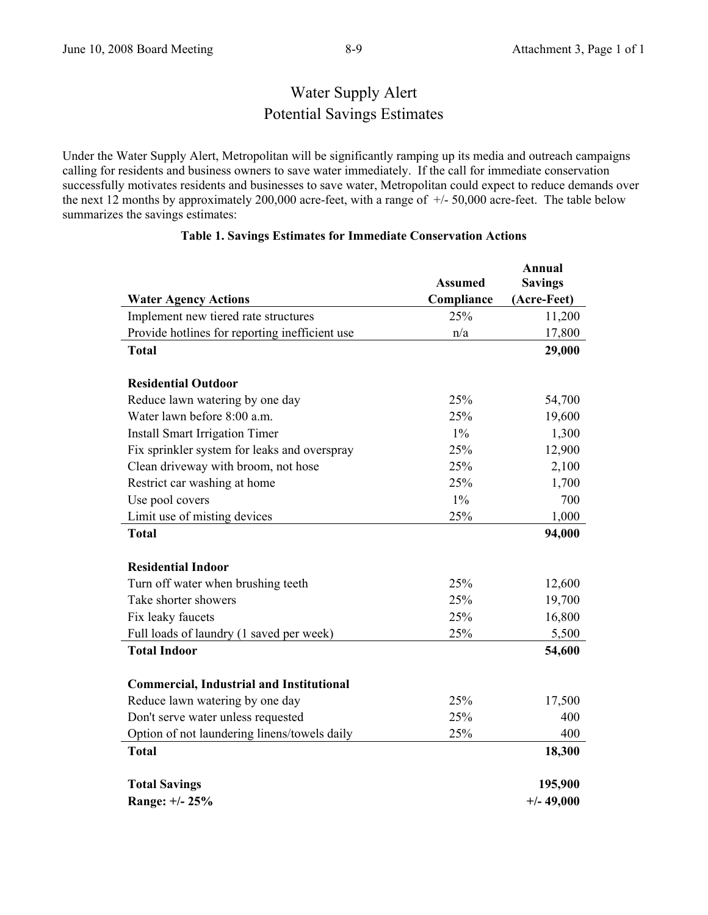# Water Supply Alert
## Potential Savings Estimates

Under the Water Supply Alert, Metropolitan will be significantly ramping up its media and outreach campaigns calling for residents and business owners to save water immediately. If the call for immediate conservation successfully motivates residents and businesses to save water, Metropolitan could expect to reduce demands over the next 12 months by approximately 200,000 acre-feet, with a range of +/- 50,000 acre-feet. The table below summarizes the savings estimates:

**Table 1. Savings Estimates for Immediate Conservation Actions**

| Water Agency Actions | Assumed Compliance | Annual Savings (Acre-Feet) |
|---|---|---|
| Implement new tiered rate structures | 25% | 11,200 |
| Provide hotlines for reporting inefficient use | n/a | 17,800 |
| **Total** | | **29,000** |
| | | |
| **Residential Outdoor** | | |
| Reduce lawn watering by one day | 25% | 54,700 |
| Water lawn before 8:00 a.m. | 25% | 19,600 |
| Install Smart Irrigation Timer | 1% | 1,300 |
| Fix sprinkler system for leaks and overspray | 25% | 12,900 |
| Clean driveway with broom, not hose | 25% | 2,100 |
| Restrict car washing at home | 25% | 1,700 |
| Use pool covers | 1% | 700 |
| Limit use of misting devices | 25% | 1,000 |
| **Total** | | **94,000** |
| | | |
| **Residential Indoor** | | |
| Turn off water when brushing teeth | 25% | 12,600 |
| Take shorter showers | 25% | 19,700 |
| Fix leaky faucets | 25% | 16,800 |
| Full loads of laundry (1 saved per week) | 25% | 5,500 |
| **Total Indoor** | | **54,600** |
| | | |
| **Commercial, Industrial and Institutional** | | |
| Reduce lawn watering by one day | 25% | 17,500 |
| Don't serve water unless requested | 25% | 400 |
| Option of not laundering linens/towels daily | 25% | 400 |
| **Total** | | **18,300** |
| | | |
| **Total Savings** | | **195,900** |
| **Range: +/- 25%** | | **+/- 49,000** |